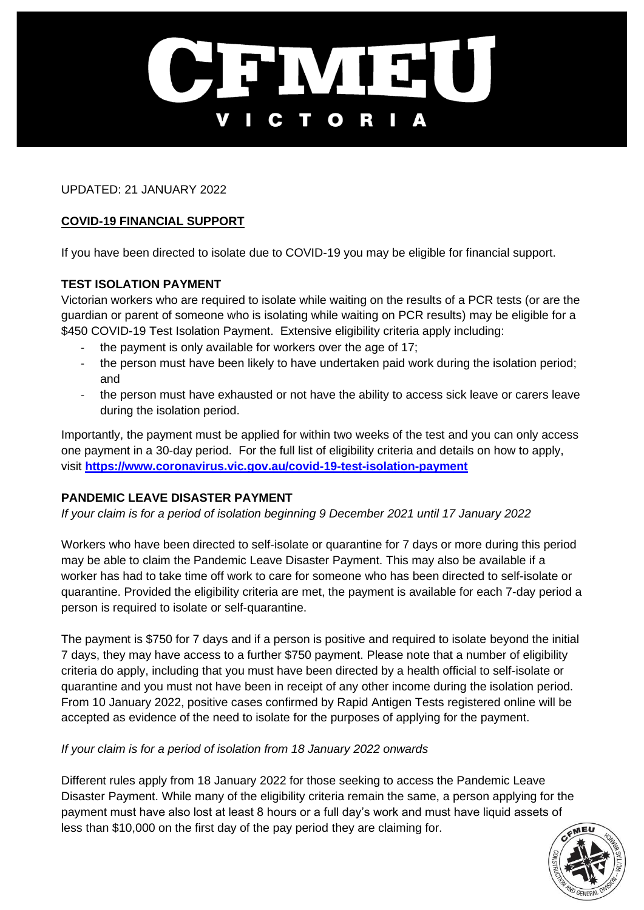# CFMEU VICTORIA

UPDATED: 21 JANUARY 2022

## COVID-19 FINANCIAL SUPPORT

If you have been directed to isolate due to COVID-19 you may be eligible for financial support.

### TEST ISOLATION PAYMENT

Victorian workers who are required to isolate while waiting on the results of a PCR tests (or are the guardian or parent of someone who is isolating while waiting on PCR results) may be eligible for a $450 COVID-19 Test Isolation Payment. Extensive eligibility criteria apply including:

- the payment is only available for workers over the age of 17;
- the person must have been likely to have undertaken paid work during the isolation period; and
- the person must have exhausted or not have the ability to access sick leave or carers leave during the isolation period.

Importantly, the payment must be applied for within two weeks of the test and you can only access one payment in a 30-day period. For the full list of eligibility criteria and details on how to apply, visit **https://www.coronavirus.vic.gov.au/covid-19-test-isolation-payment**

### PANDEMIC LEAVE DISASTER PAYMENT

*If your claim is for a period of isolation beginning 9 December 2021 until 17 January 2022*

Workers who have been directed to self-isolate or quarantine for 7 days or more during this period may be able to claim the Pandemic Leave Disaster Payment. This may also be available if a worker has had to take time off work to care for someone who has been directed to self-isolate or quarantine. Provided the eligibility criteria are met, the payment is available for each 7-day period a person is required to isolate or self-quarantine.

The payment is $750 for 7 days and if a person is positive and required to isolate beyond the initial 7 days, they may have access to a further $750 payment. Please note that a number of eligibility criteria do apply, including that you must have been directed by a health official to self-isolate or quarantine and you must not have been in receipt of any other income during the isolation period. From 10 January 2022, positive cases confirmed by Rapid Antigen Tests registered online will be accepted as evidence of the need to isolate for the purposes of applying for the payment.

*If your claim is for a period of isolation from 18 January 2022 onwards*

Different rules apply from 18 January 2022 for those seeking to access the Pandemic Leave Disaster Payment. While many of the eligibility criteria remain the same, a person applying for the payment must have also lost at least 8 hours or a full day's work and must have liquid assets of less than $10,000 on the first day of the pay period they are claiming for.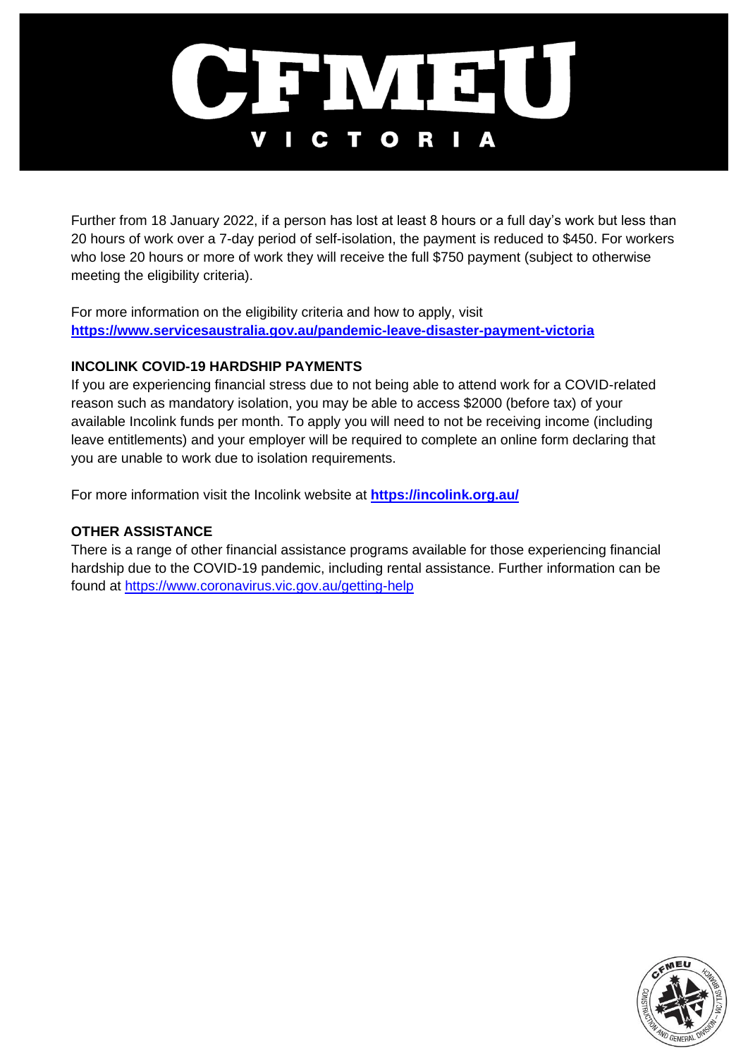Further from 18 January 2022, if a person has lost at least 8 hours or a full day's work but less than 20 hours of work over a 7-day period of self-isolation, the payment is reduced to $450. For workers who lose 20 hours or more of work they will receive the full $750 payment (subject to otherwise meeting the eligibility criteria).

For more information on the eligibility criteria and how to apply, visit **https://www.servicesaustralia.gov.au/pandemic-leave-disaster-payment-victoria**

**INCOLINK COVID-19 HARDSHIP PAYMENTS**

If you are experiencing financial stress due to not being able to attend work for a COVID-related reason such as mandatory isolation, you may be able to access $2000 (before tax) of your available Incolink funds per month. To apply you will need to not be receiving income (including leave entitlements) and your employer will be required to complete an online form declaring that you are unable to work due to isolation requirements.

For more information visit the Incolink website at **https://incolink.org.au/**

**OTHER ASSISTANCE**

There is a range of other financial assistance programs available for those experiencing financial hardship due to the COVID-19 pandemic, including rental assistance. Further information can be found at https://www.coronavirus.vic.gov.au/getting-help